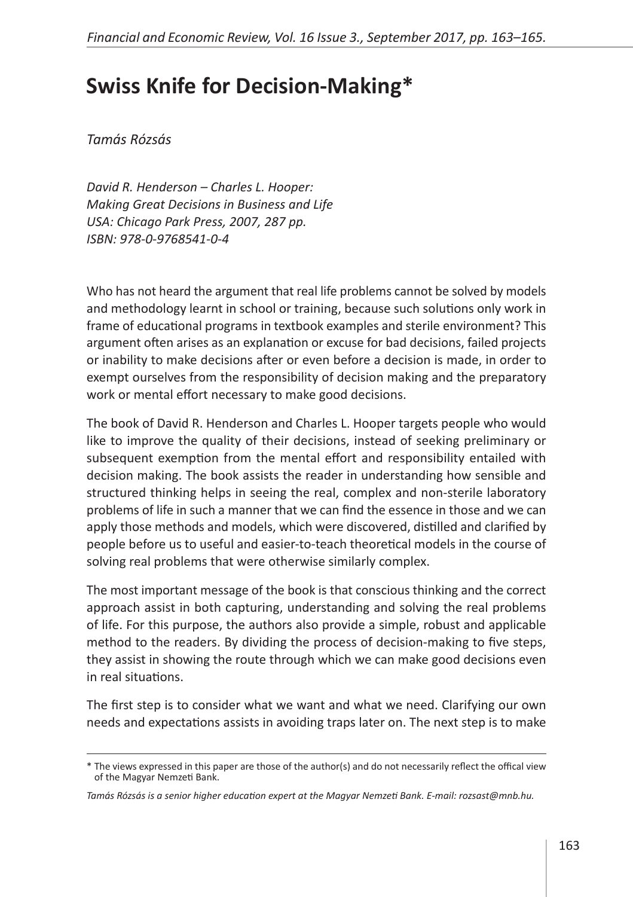# Swiss Knife for Decision-Making*

*Tamás Rózsás*

*David R. Henderson – Charles L. Hooper:*
*Making Great Decisions in Business and Life*
*USA: Chicago Park Press, 2007, 287 pp.*
*ISBN: 978-0-9768541-0-4*

Who has not heard the argument that real life problems cannot be solved by models and methodology learnt in school or training, because such solutions only work in frame of educational programs in textbook examples and sterile environment? This argument often arises as an explanation or excuse for bad decisions, failed projects or inability to make decisions after or even before a decision is made, in order to exempt ourselves from the responsibility of decision making and the preparatory work or mental effort necessary to make good decisions.

The book of David R. Henderson and Charles L. Hooper targets people who would like to improve the quality of their decisions, instead of seeking preliminary or subsequent exemption from the mental effort and responsibility entailed with decision making. The book assists the reader in understanding how sensible and structured thinking helps in seeing the real, complex and non-sterile laboratory problems of life in such a manner that we can find the essence in those and we can apply those methods and models, which were discovered, distilled and clarified by people before us to useful and easier-to-teach theoretical models in the course of solving real problems that were otherwise similarly complex.

The most important message of the book is that conscious thinking and the correct approach assist in both capturing, understanding and solving the real problems of life. For this purpose, the authors also provide a simple, robust and applicable method to the readers. By dividing the process of decision-making to five steps, they assist in showing the route through which we can make good decisions even in real situations.

The first step is to consider what we want and what we need. Clarifying our own needs and expectations assists in avoiding traps later on. The next step is to make

---

\* The views expressed in this paper are those of the author(s) and do not necessarily reflect the offical view of the Magyar Nemzeti Bank.

*Tamás Rózsás is a senior higher education expert at the Magyar Nemzeti Bank. E-mail: rozsast@mnb.hu.*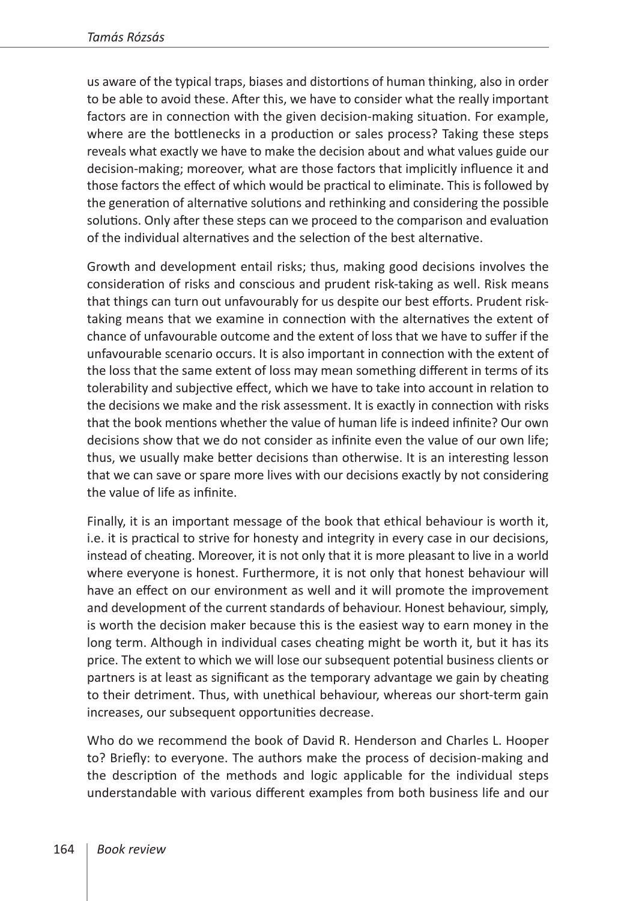us aware of the typical traps, biases and distortions of human thinking, also in order to be able to avoid these. After this, we have to consider what the really important factors are in connection with the given decision-making situation. For example, where are the bottlenecks in a production or sales process? Taking these steps reveals what exactly we have to make the decision about and what values guide our decision-making; moreover, what are those factors that implicitly influence it and those factors the effect of which would be practical to eliminate. This is followed by the generation of alternative solutions and rethinking and considering the possible solutions. Only after these steps can we proceed to the comparison and evaluation of the individual alternatives and the selection of the best alternative.

Growth and development entail risks; thus, making good decisions involves the consideration of risks and conscious and prudent risk-taking as well. Risk means that things can turn out unfavourably for us despite our best efforts. Prudent risk-taking means that we examine in connection with the alternatives the extent of chance of unfavourable outcome and the extent of loss that we have to suffer if the unfavourable scenario occurs. It is also important in connection with the extent of the loss that the same extent of loss may mean something different in terms of its tolerability and subjective effect, which we have to take into account in relation to the decisions we make and the risk assessment. It is exactly in connection with risks that the book mentions whether the value of human life is indeed infinite? Our own decisions show that we do not consider as infinite even the value of our own life; thus, we usually make better decisions than otherwise. It is an interesting lesson that we can save or spare more lives with our decisions exactly by not considering the value of life as infinite.

Finally, it is an important message of the book that ethical behaviour is worth it, i.e. it is practical to strive for honesty and integrity in every case in our decisions, instead of cheating. Moreover, it is not only that it is more pleasant to live in a world where everyone is honest. Furthermore, it is not only that honest behaviour will have an effect on our environment as well and it will promote the improvement and development of the current standards of behaviour. Honest behaviour, simply, is worth the decision maker because this is the easiest way to earn money in the long term. Although in individual cases cheating might be worth it, but it has its price. The extent to which we will lose our subsequent potential business clients or partners is at least as significant as the temporary advantage we gain by cheating to their detriment. Thus, with unethical behaviour, whereas our short-term gain increases, our subsequent opportunities decrease.

Who do we recommend the book of David R. Henderson and Charles L. Hooper to? Briefly: to everyone. The authors make the process of decision-making and the description of the methods and logic applicable for the individual steps understandable with various different examples from both business life and our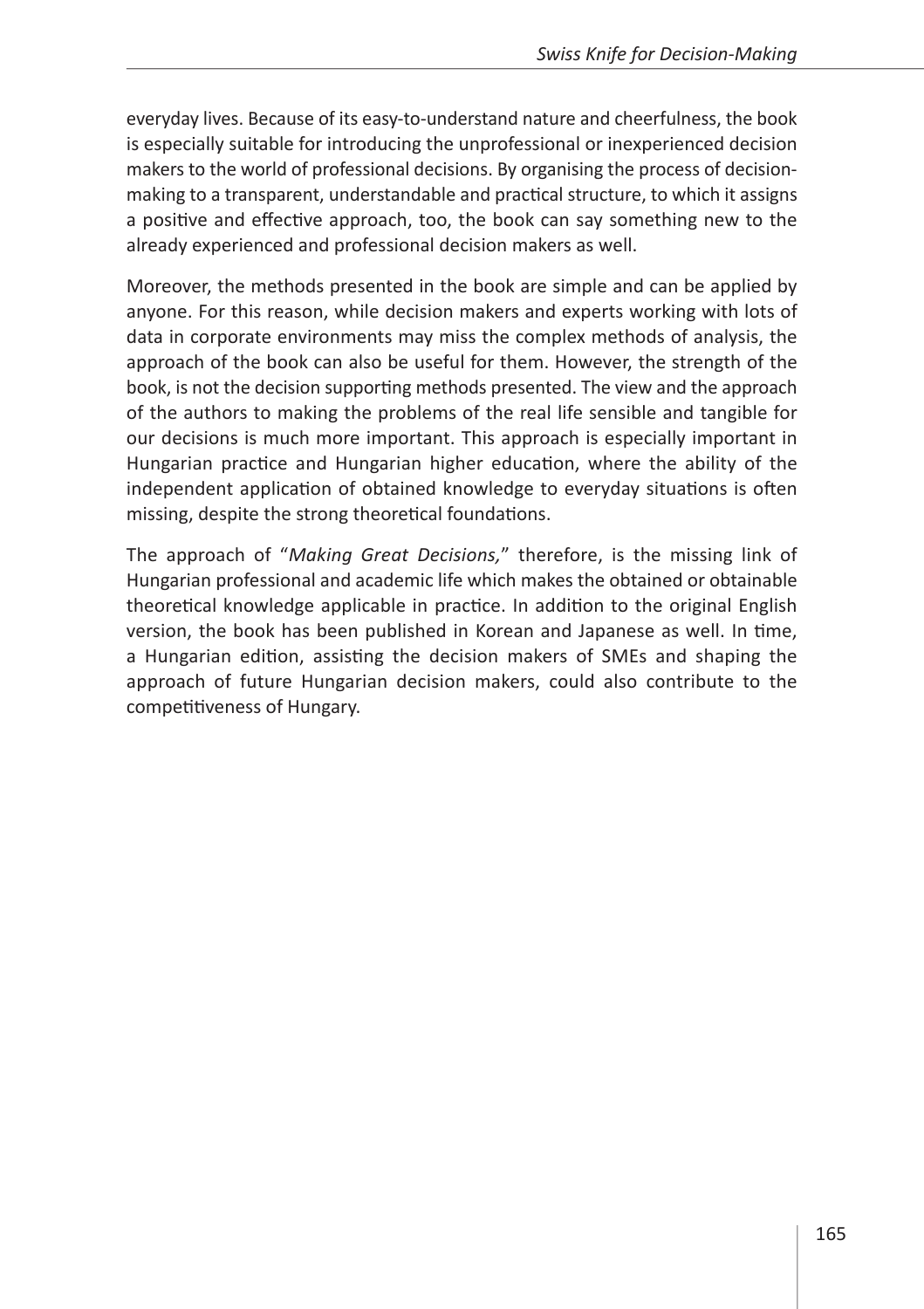everyday lives. Because of its easy-to-understand nature and cheerfulness, the book is especially suitable for introducing the unprofessional or inexperienced decision makers to the world of professional decisions. By organising the process of decision-making to a transparent, understandable and practical structure, to which it assigns a positive and effective approach, too, the book can say something new to the already experienced and professional decision makers as well.

Moreover, the methods presented in the book are simple and can be applied by anyone. For this reason, while decision makers and experts working with lots of data in corporate environments may miss the complex methods of analysis, the approach of the book can also be useful for them. However, the strength of the book, is not the decision supporting methods presented. The view and the approach of the authors to making the problems of the real life sensible and tangible for our decisions is much more important. This approach is especially important in Hungarian practice and Hungarian higher education, where the ability of the independent application of obtained knowledge to everyday situations is often missing, despite the strong theoretical foundations.

The approach of "*Making Great Decisions,*" therefore, is the missing link of Hungarian professional and academic life which makes the obtained or obtainable theoretical knowledge applicable in practice. In addition to the original English version, the book has been published in Korean and Japanese as well. In time, a Hungarian edition, assisting the decision makers of SMEs and shaping the approach of future Hungarian decision makers, could also contribute to the competitiveness of Hungary.